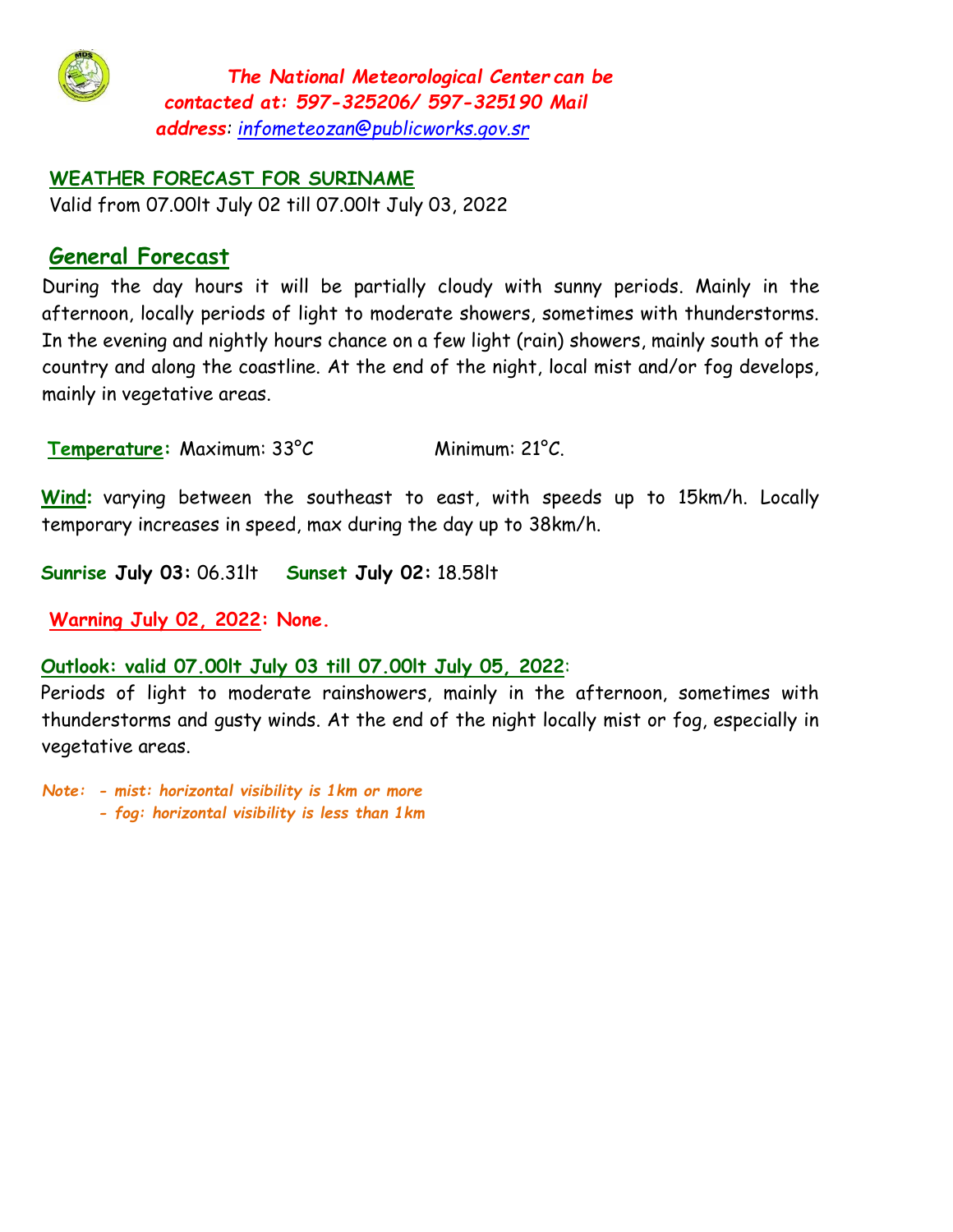*The National Meteorological Center can be contacted at: 597-325206/ 597-325190 Mail address: infometeozan@publicworks.gov.sr*

## WEATHER FORECAST FOR SURINAME

Valid from 07.00lt July 02 till 07.00lt July 03, 2022

## General Forecast

During the day hours it will be partially cloudy with sunny periods. Mainly in the afternoon, locally periods of light to moderate showers, sometimes with thunderstorms. In the evening and nightly hours chance on a few light (rain) showers, mainly south of the country and along the coastline. At the end of the night, local mist and/or fog develops, mainly in vegetative areas.

**Temperature:** Maximum: 33°C Minimum: 21°C.

**Wind:** varying between the southeast to east, with speeds up to 15km/h. Locally temporary increases in speed, max during the day up to 38km/h.

**Sunrise July 03:** 06.31lt **Sunset July 02:** 18.58lt

**Warning July 02, 2022: None.**

**Outlook: valid 07.00lt July 03 till 07.00lt July 05, 2022**:

Periods of light to moderate rainshowers, mainly in the afternoon, sometimes with thunderstorms and gusty winds. At the end of the night locally mist or fog, especially in vegetative areas.

*Note: - mist: horizontal visibility is 1km or more*
*- fog: horizontal visibility is less than 1km*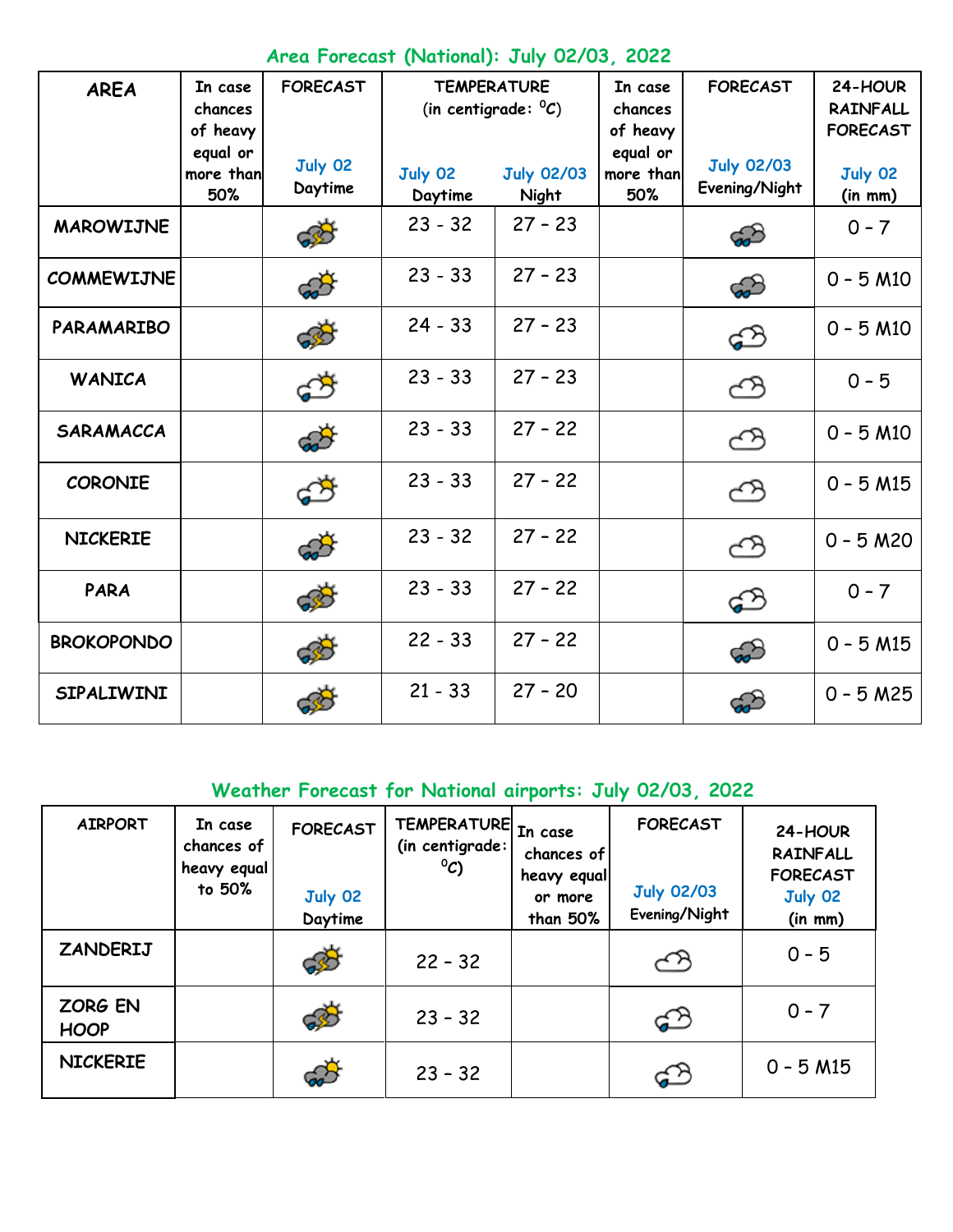## Area Forecast (National): July 02/03, 2022

| AREA | In case chances of heavy equal or more than 50% | FORECAST July 02 Daytime | TEMPERATURE (in centigrade: $^{0}C$) July 02 Daytime | July 02/03 Night | In case chances of heavy equal or more than 50% | FORECAST July 02/03 Evening/Night | 24-HOUR RAINFALL FORECAST July 02 (in mm) |
|---|---|---|---|---|---|---|---|
| MAROWIJNE | | | 23 - 32 | 27 – 23 | | | 0 - 7 |
| COMMEWIJNE | | | 23 - 33 | 27 – 23 | | | 0 - 5 M10 |
| PARAMARIBO | | | 24 - 33 | 27 – 23 | | | 0 - 5 M10 |
| WANICA | | | 23 - 33 | 27 – 23 | | | 0 - 5 |
| SARAMACCA | | | 23 - 33 | 27 – 22 | | | 0 - 5 M10 |
| CORONIE | | | 23 - 33 | 27 – 22 | | | 0 - 5 M15 |
| NICKERIE | | | 23 - 32 | 27 – 22 | | | 0 - 5 M20 |
| PARA | | | 23 - 33 | 27 – 22 | | | 0 - 7 |
| BROKOPONDO | | | 22 - 33 | 27 – 22 | | | 0 - 5 M15 |
| SIPALIWINI | | | 21 - 33 | 27 – 20 | | | 0 - 5 M25 |

## Weather Forecast for National airports: July 02/03, 2022

| AIRPORT | In case chances of heavy equal to 50% | FORECAST July 02 Daytime | TEMPERATURE (in centigrade: $^{0}C$) | In case chances of heavy equal or more than 50% | FORECAST July 02/03 Evening/Night | 24-HOUR RAINFALL FORECAST July 02 (in mm) |
|---|---|---|---|---|---|---|
| ZANDERIJ | | | 22 – 32 | | | 0 - 5 |
| ZORG EN HOOP | | | 23 – 32 | | | 0 - 7 |
| NICKERIE | | | 23 – 32 | | | 0 - 5 M15 |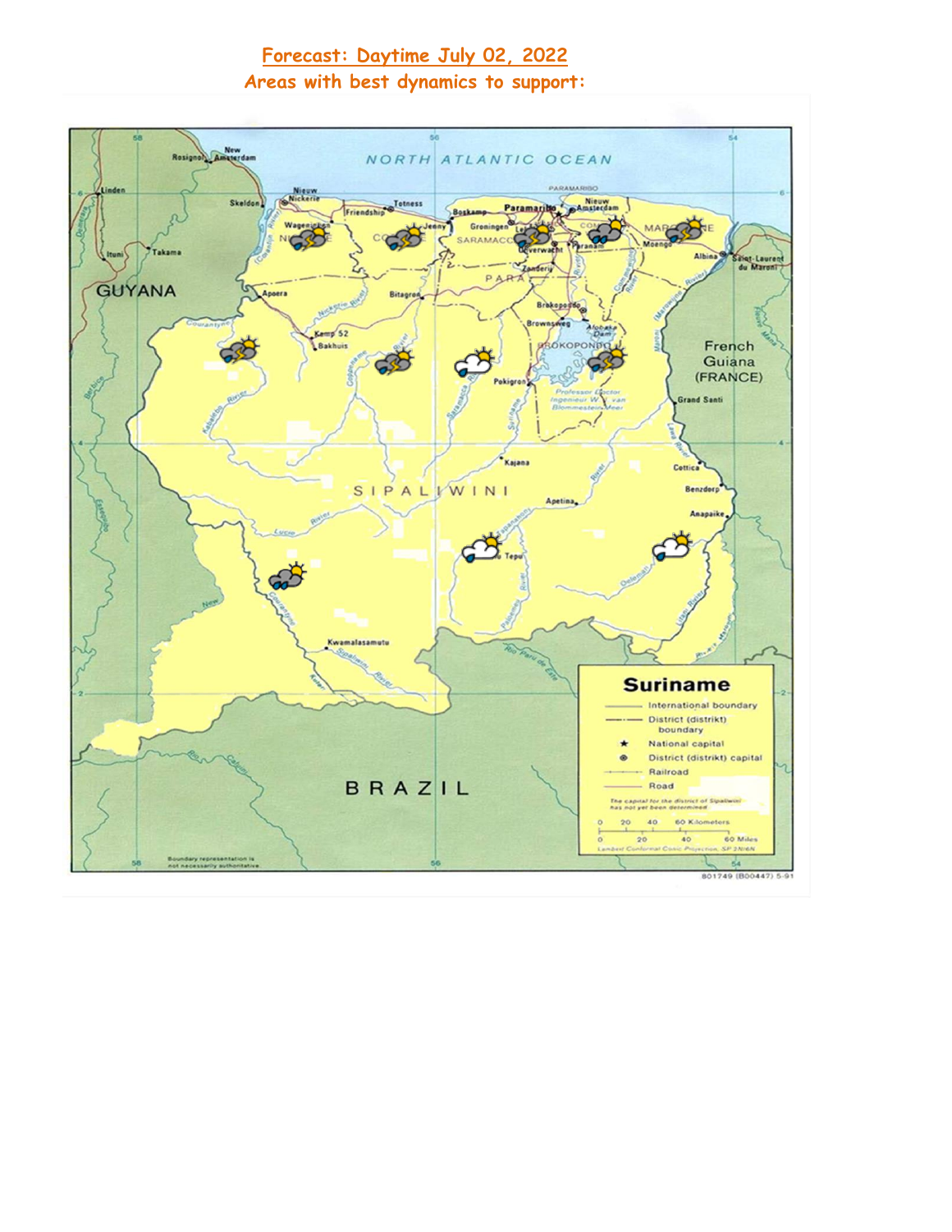# Forecast: Daytime July 02, 2022

## Areas with best dynamics to support: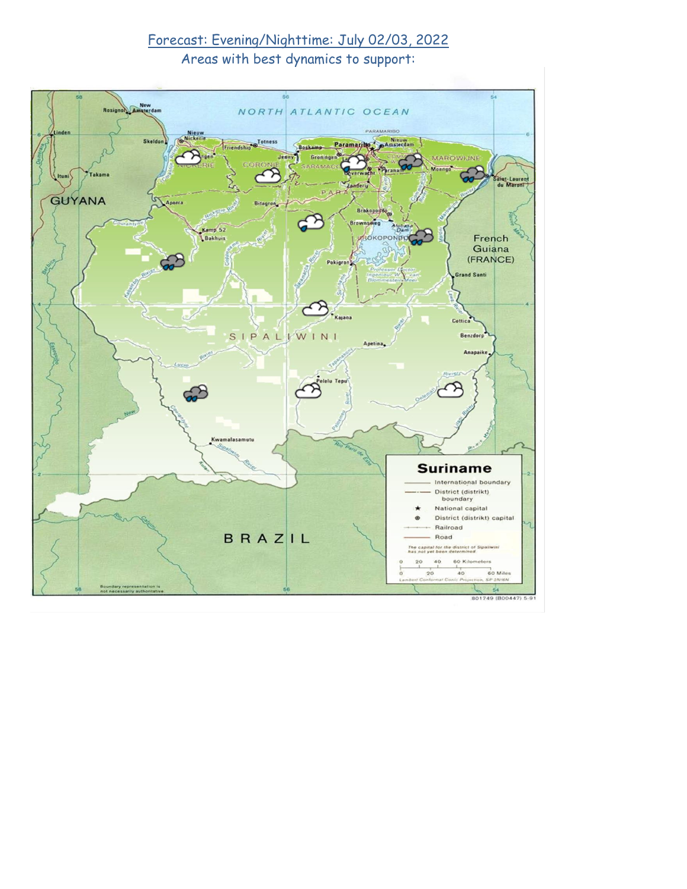Forecast: Evening/Nighttime: July 02/03, 2022

Areas with best dynamics to support: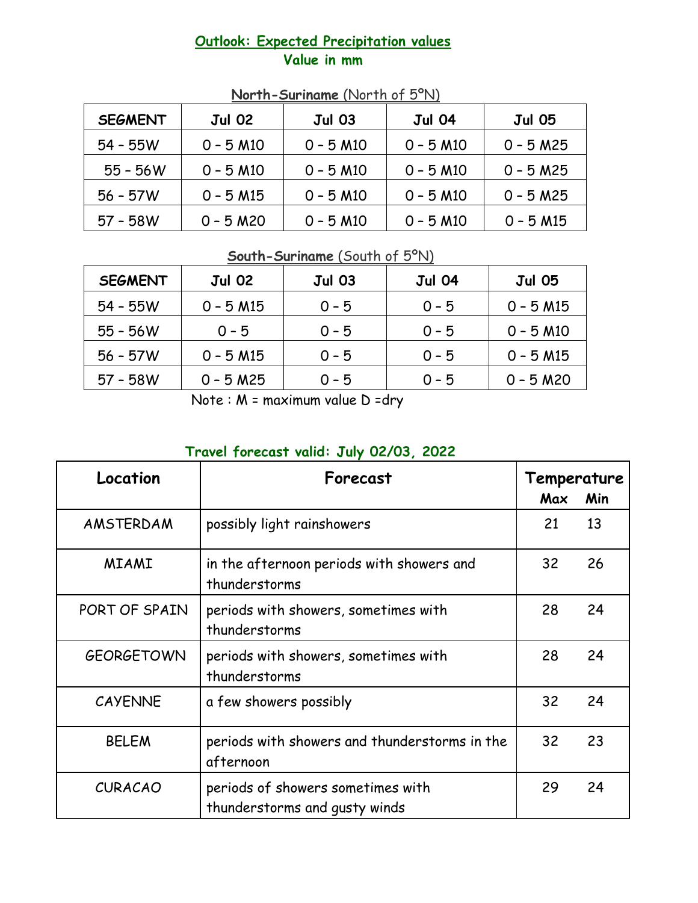## Outlook: Expected Precipitation values
### Value in mm

**North-Suriname** (North of 5ºN)

| SEGMENT | Jul 02 | Jul 03 | Jul 04 | Jul 05 |
|---|---|---|---|---|
| 54 - 55W | 0 - 5 M10 | 0 - 5 M10 | 0 - 5 M10 | 0 - 5 M25 |
| 55 - 56W | 0 - 5 M10 | 0 - 5 M10 | 0 - 5 M10 | 0 - 5 M25 |
| 56 - 57W | 0 - 5 M15 | 0 - 5 M10 | 0 - 5 M10 | 0 - 5 M25 |
| 57 - 58W | 0 - 5 M20 | 0 - 5 M10 | 0 - 5 M10 | 0 - 5 M15 |

**South-Suriname** (South of 5ºN)

| SEGMENT | Jul 02 | Jul 03 | Jul 04 | Jul 05 |
|---|---|---|---|---|
| 54 - 55W | 0 - 5 M15 | 0 - 5 | 0 - 5 | 0 - 5 M15 |
| 55 - 56W | 0 - 5 | 0 - 5 | 0 - 5 | 0 - 5 M10 |
| 56 - 57W | 0 - 5 M15 | 0 - 5 | 0 - 5 | 0 - 5 M15 |
| 57 - 58W | 0 - 5 M25 | 0 - 5 | 0 - 5 | 0 - 5 M20 |

Note : M = maximum value D =dry

### Travel forecast valid: July 02/03, 2022

| Location | Forecast | Temperature Max | Temperature Min |
|---|---|---|---|
| AMSTERDAM | possibly light rainshowers | 21 | 13 |
| MIAMI | in the afternoon periods with showers and thunderstorms | 32 | 26 |
| PORT OF SPAIN | periods with showers, sometimes with thunderstorms | 28 | 24 |
| GEORGETOWN | periods with showers, sometimes with thunderstorms | 28 | 24 |
| CAYENNE | a few showers possibly | 32 | 24 |
| BELEM | periods with showers and thunderstorms in the afternoon | 32 | 23 |
| CURACAO | periods of showers sometimes with thunderstorms and gusty winds | 29 | 24 |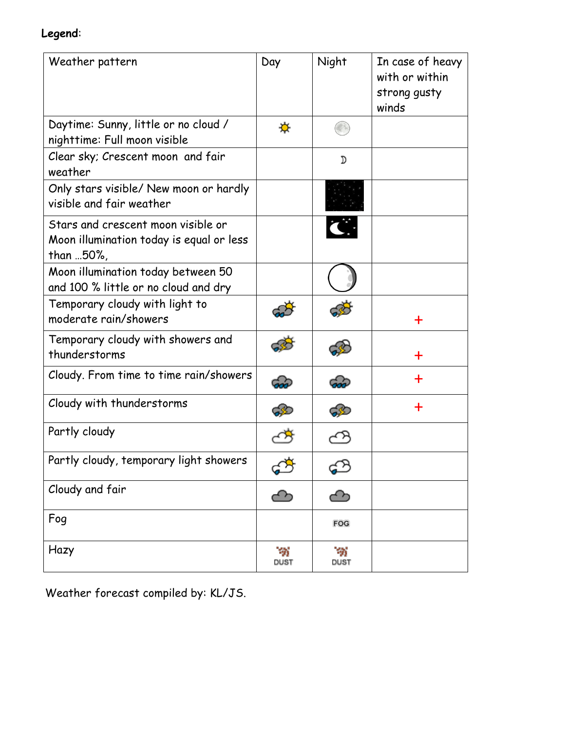**Legend**:

| Weather pattern | Day | Night | In case of heavy with or within strong gusty winds |
|---|---|---|---|
| Daytime: Sunny, little or no cloud / nighttime: Full moon visible | | | |
| Clear sky; Crescent moon and fair weather | | | |
| Only stars visible/ New moon or hardly visible and fair weather | | | |
| Stars and crescent moon visible or Moon illumination today is equal or less than …50%, | | | |
| Moon illumination today between 50 and 100 % little or no cloud and dry | | | |
| Temporary cloudy with light to moderate rain/showers | | | + |
| Temporary cloudy with showers and thunderstorms | | | + |
| Cloudy. From time to time rain/showers | | | + |
| Cloudy with thunderstorms | | | + |
| Partly cloudy | | | |
| Partly cloudy, temporary light showers | | | |
| Cloudy and fair | | | |
| Fog | | FOG | |
| Hazy | DUST | DUST | |

Weather forecast compiled by: KL/JS.